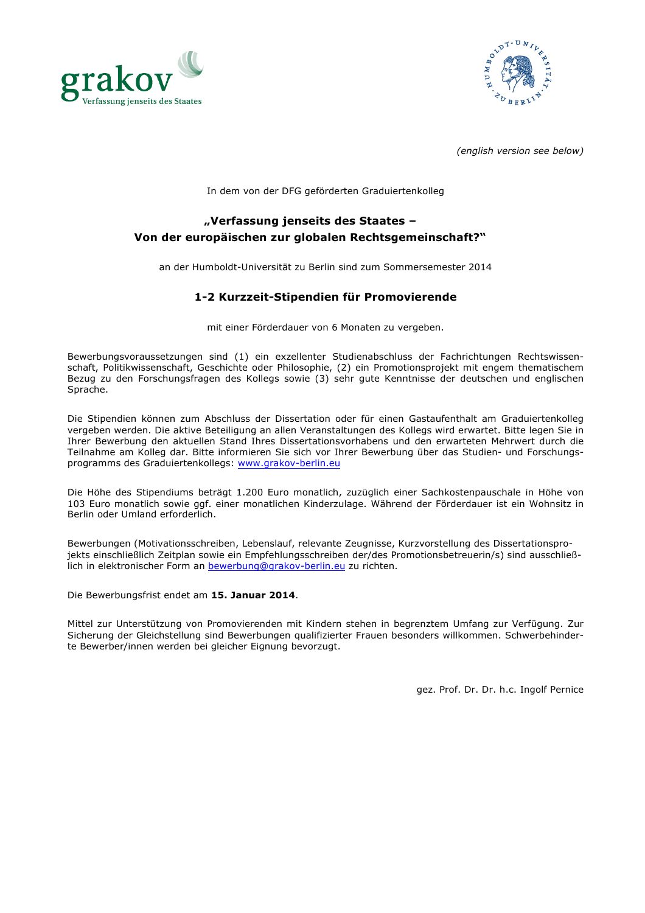grakov
Verfassung jenseits des Staates

*(english version see below)*

In dem von der DFG geförderten Graduiertenkolleg

## „Verfassung jenseits des Staates – Von der europäischen zur globalen Rechtsgemeinschaft?"

an der Humboldt-Universität zu Berlin sind zum Sommersemester 2014

## 1-2 Kurzzeit-Stipendien für Promovierende

mit einer Förderdauer von 6 Monaten zu vergeben.

Bewerbungsvoraussetzungen sind (1) ein exzellenter Studienabschluss der Fachrichtungen Rechtswissenschaft, Politikwissenschaft, Geschichte oder Philosophie, (2) ein Promotionsprojekt mit engem thematischem Bezug zu den Forschungsfragen des Kollegs sowie (3) sehr gute Kenntnisse der deutschen und englischen Sprache.

Die Stipendien können zum Abschluss der Dissertation oder für einen Gastaufenthalt am Graduiertenkolleg vergeben werden. Die aktive Beteiligung an allen Veranstaltungen des Kollegs wird erwartet. Bitte legen Sie in Ihrer Bewerbung den aktuellen Stand Ihres Dissertationsvorhabens und den erwarteten Mehrwert durch die Teilnahme am Kolleg dar. Bitte informieren Sie sich vor Ihrer Bewerbung über das Studien- und Forschungsprogramms des Graduiertenkollegs: www.grakov-berlin.eu

Die Höhe des Stipendiums beträgt 1.200 Euro monatlich, zuzüglich einer Sachkostenpauschale in Höhe von 103 Euro monatlich sowie ggf. einer monatlichen Kinderzulage. Während der Förderdauer ist ein Wohnsitz in Berlin oder Umland erforderlich.

Bewerbungen (Motivationsschreiben, Lebenslauf, relevante Zeugnisse, Kurzvorstellung des Dissertationsprojekts einschließlich Zeitplan sowie ein Empfehlungsschreiben der/des Promotionsbetreuerin/s) sind ausschließlich in elektronischer Form an bewerbung@grakov-berlin.eu zu richten.

Die Bewerbungsfrist endet am **15. Januar 2014**.

Mittel zur Unterstützung von Promovierenden mit Kindern stehen in begrenztem Umfang zur Verfügung. Zur Sicherung der Gleichstellung sind Bewerbungen qualifizierter Frauen besonders willkommen. Schwerbehinderte Bewerber/innen werden bei gleicher Eignung bevorzugt.

gez. Prof. Dr. Dr. h.c. Ingolf Pernice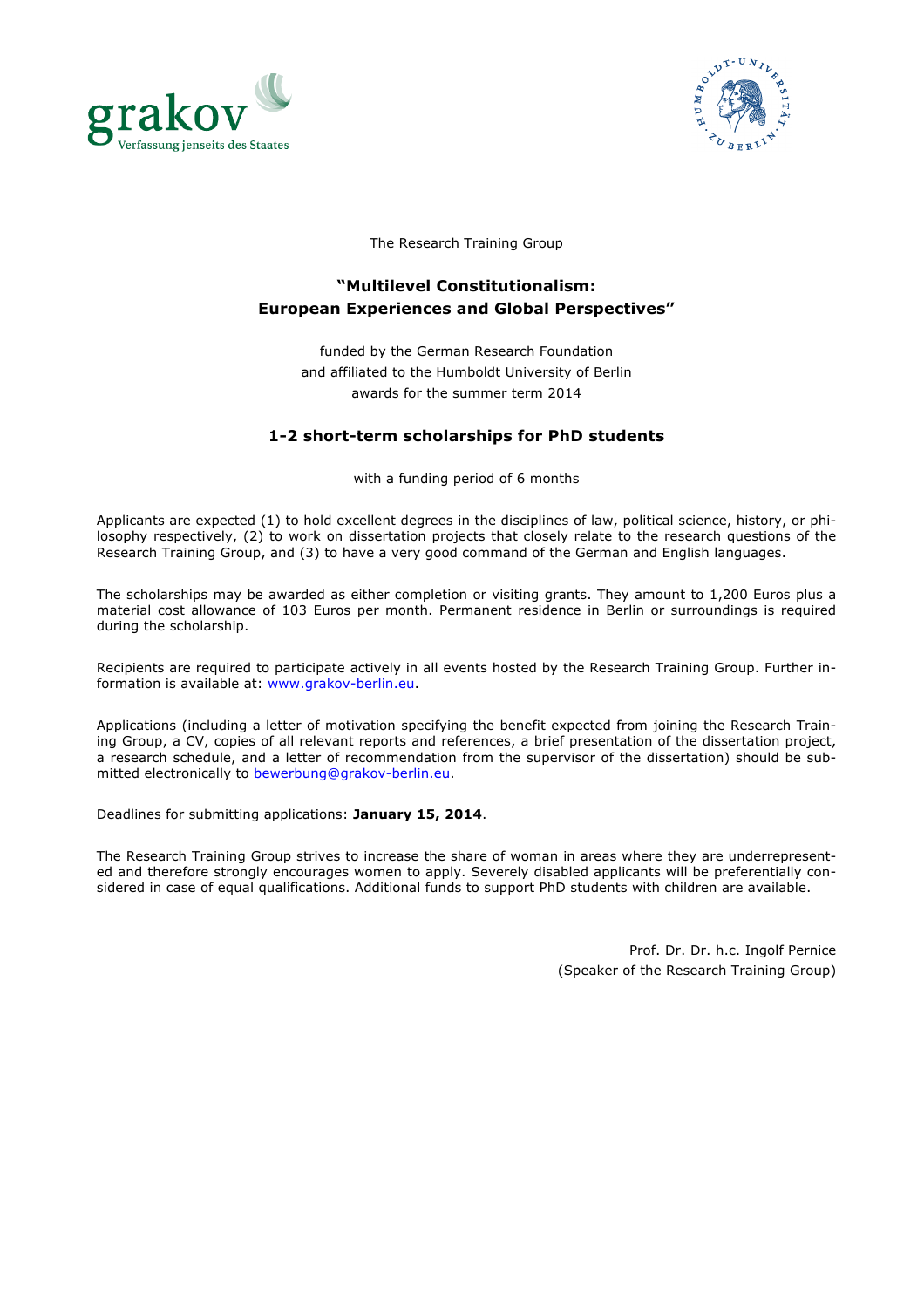The Research Training Group

## "Multilevel Constitutionalism: European Experiences and Global Perspectives"

funded by the German Research Foundation
and affiliated to the Humboldt University of Berlin
awards for the summer term 2014

## 1-2 short-term scholarships for PhD students

with a funding period of 6 months

Applicants are expected (1) to hold excellent degrees in the disciplines of law, political science, history, or philosophy respectively, (2) to work on dissertation projects that closely relate to the research questions of the Research Training Group, and (3) to have a very good command of the German and English languages.

The scholarships may be awarded as either completion or visiting grants. They amount to 1,200 Euros plus a material cost allowance of 103 Euros per month. Permanent residence in Berlin or surroundings is required during the scholarship.

Recipients are required to participate actively in all events hosted by the Research Training Group. Further information is available at: www.grakov-berlin.eu.

Applications (including a letter of motivation specifying the benefit expected from joining the Research Training Group, a CV, copies of all relevant reports and references, a brief presentation of the dissertation project, a research schedule, and a letter of recommendation from the supervisor of the dissertation) should be submitted electronically to bewerbung@grakov-berlin.eu.

Deadlines for submitting applications: **January 15, 2014**.

The Research Training Group strives to increase the share of woman in areas where they are underrepresented and therefore strongly encourages women to apply. Severely disabled applicants will be preferentially considered in case of equal qualifications. Additional funds to support PhD students with children are available.

Prof. Dr. Dr. h.c. Ingolf Pernice
(Speaker of the Research Training Group)